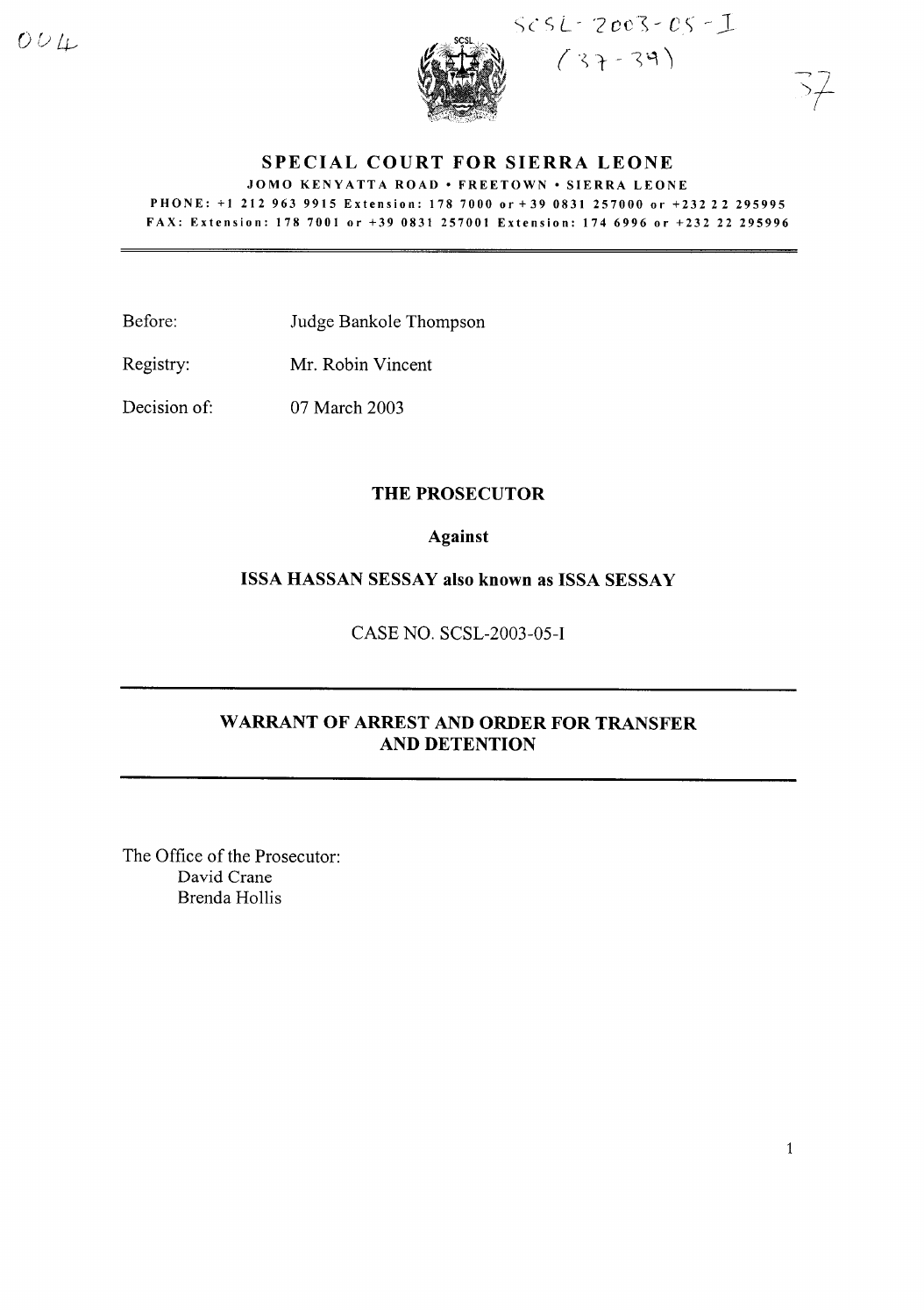SCSL-2003-05-I
(37-39)

# SPECIAL COURT FOR SIERRA LEONE

JOMO KENYATTA ROAD • FREETOWN • SIERRA LEONE

PHONE: +1 212 963 9915 Extension: 178 7000 or +39 0831 257000 or +232 22 295995
FAX: Extension: 178 7001 or +39 0831 257001 Extension: 174 6996 or +232 22 295996

---

Before: Judge Bankole Thompson

Registry: Mr. Robin Vincent

Decision of: 07 March 2003

**THE PROSECUTOR**

**Against**

**ISSA HASSAN SESSAY also known as ISSA SESSAY**

CASE NO. SCSL-2003-05-I

---

## WARRANT OF ARREST AND ORDER FOR TRANSFER AND DETENTION

---

The Office of the Prosecutor:
David Crane
Brenda Hollis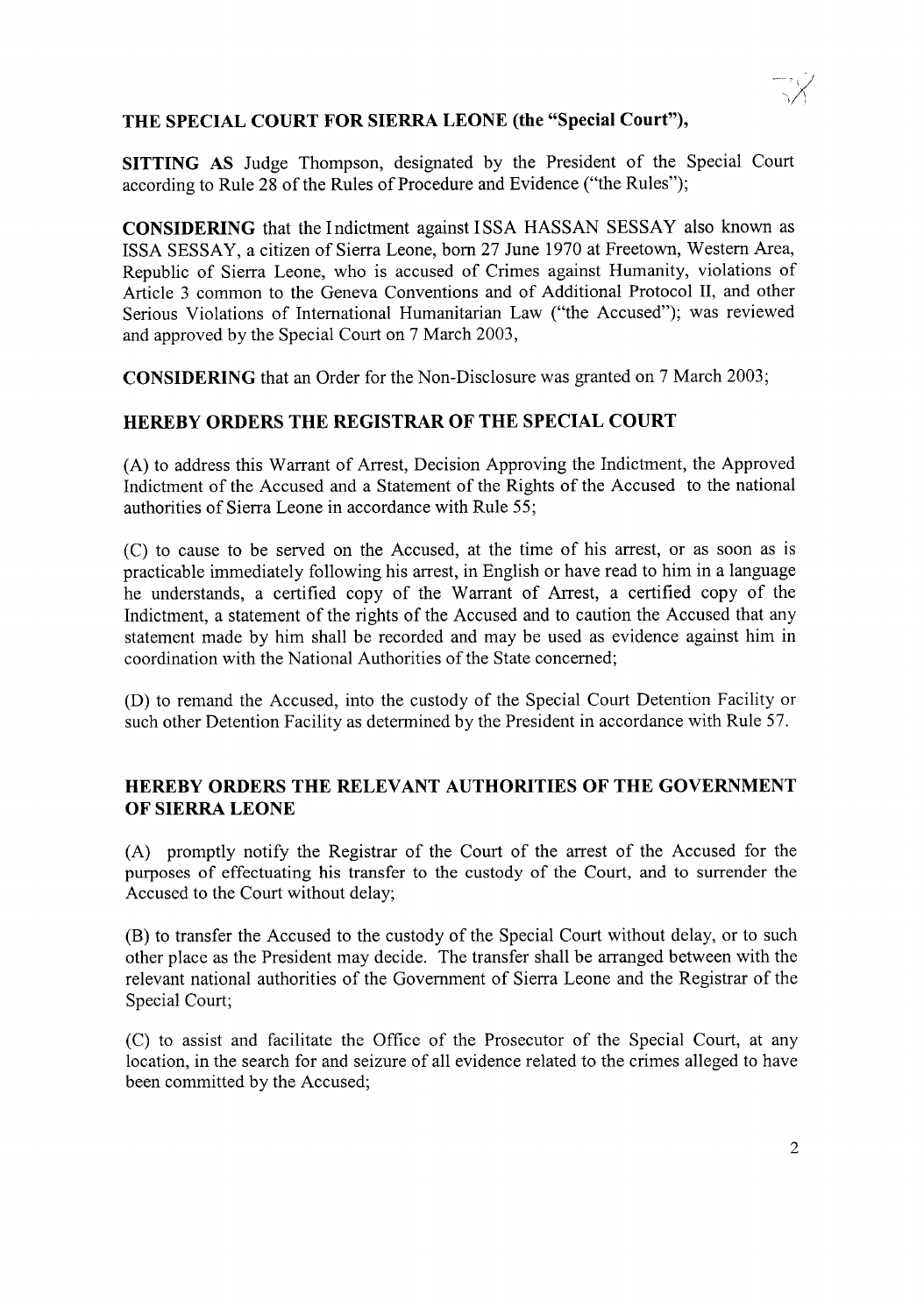**THE SPECIAL COURT FOR SIERRA LEONE (the "Special Court"),**

**SITTING AS** Judge Thompson, designated by the President of the Special Court according to Rule 28 of the Rules of Procedure and Evidence ("the Rules");

**CONSIDERING** that the Indictment against ISSA HASSAN SESSAY also known as ISSA SESSAY, a citizen of Sierra Leone, born 27 June 1970 at Freetown, Western Area, Republic of Sierra Leone, who is accused of Crimes against Humanity, violations of Article 3 common to the Geneva Conventions and of Additional Protocol II, and other Serious Violations of International Humanitarian Law ("the Accused"); was reviewed and approved by the Special Court on 7 March 2003,

**CONSIDERING** that an Order for the Non-Disclosure was granted on 7 March 2003;

## HEREBY ORDERS THE REGISTRAR OF THE SPECIAL COURT

(A) to address this Warrant of Arrest, Decision Approving the Indictment, the Approved Indictment of the Accused and a Statement of the Rights of the Accused to the national authorities of Sierra Leone in accordance with Rule 55;

(C) to cause to be served on the Accused, at the time of his arrest, or as soon as is practicable immediately following his arrest, in English or have read to him in a language he understands, a certified copy of the Warrant of Arrest, a certified copy of the Indictment, a statement of the rights of the Accused and to caution the Accused that any statement made by him shall be recorded and may be used as evidence against him in coordination with the National Authorities of the State concerned;

(D) to remand the Accused, into the custody of the Special Court Detention Facility or such other Detention Facility as determined by the President in accordance with Rule 57.

## HEREBY ORDERS THE RELEVANT AUTHORITIES OF THE GOVERNMENT OF SIERRA LEONE

(A) promptly notify the Registrar of the Court of the arrest of the Accused for the purposes of effectuating his transfer to the custody of the Court, and to surrender the Accused to the Court without delay;

(B) to transfer the Accused to the custody of the Special Court without delay, or to such other place as the President may decide. The transfer shall be arranged between with the relevant national authorities of the Government of Sierra Leone and the Registrar of the Special Court;

(C) to assist and facilitate the Office of the Prosecutor of the Special Court, at any location, in the search for and seizure of all evidence related to the crimes alleged to have been committed by the Accused;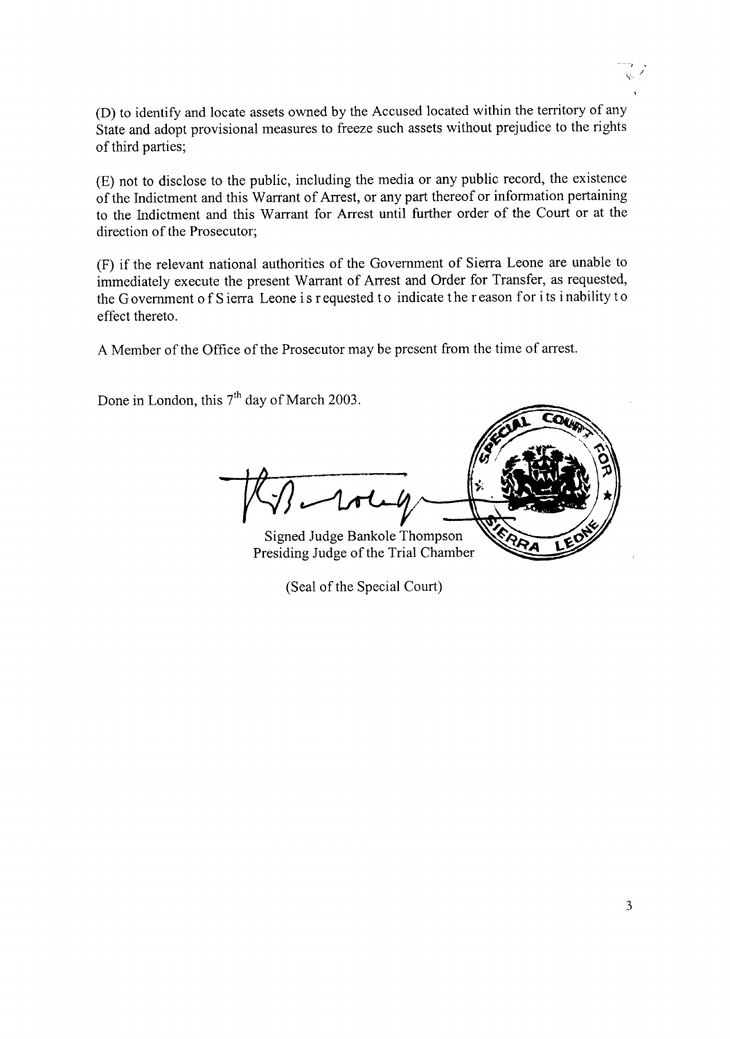(D) to identify and locate assets owned by the Accused located within the territory of any State and adopt provisional measures to freeze such assets without prejudice to the rights of third parties;

(E) not to disclose to the public, including the media or any public record, the existence of the Indictment and this Warrant of Arrest, or any part thereof or information pertaining to the Indictment and this Warrant for Arrest until further order of the Court or at the direction of the Prosecutor;

(F) if the relevant national authorities of the Government of Sierra Leone are unable to immediately execute the present Warrant of Arrest and Order for Transfer, as requested, the Government of Sierra Leone is requested to indicate the reason for its inability to effect thereto.

A Member of the Office of the Prosecutor may be present from the time of arrest.

Done in London, this 7th day of March 2003.

Signed Judge Bankole Thompson
Presiding Judge of the Trial Chamber

(Seal of the Special Court)